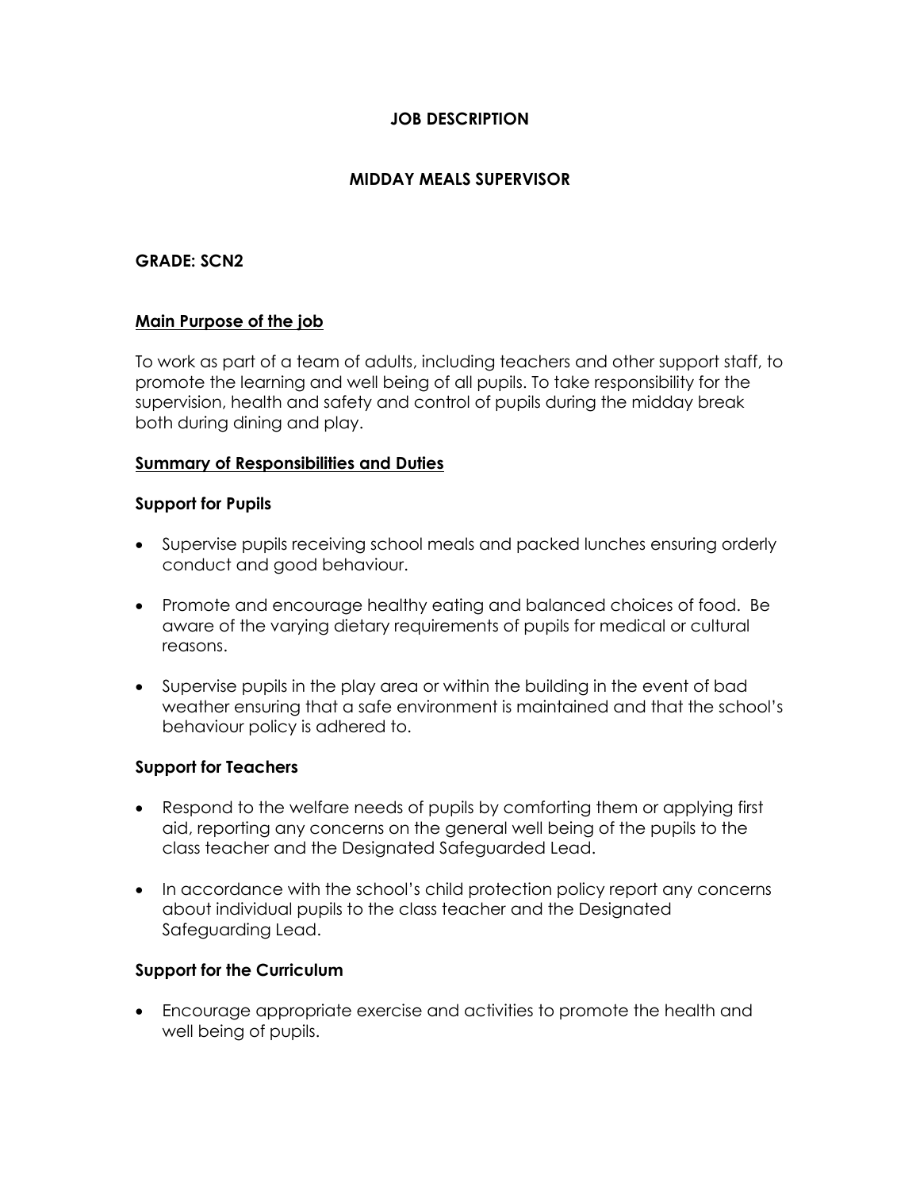# JOB DESCRIPTION

## MIDDAY MEALS SUPERVISOR

**GRADE: SCN2**

**Main Purpose of the job**

To work as part of a team of adults, including teachers and other support staff, to promote the learning and well being of all pupils. To take responsibility for the supervision, health and safety and control of pupils during the midday break both during dining and play.

**Summary of Responsibilities and Duties**

### Support for Pupils

- Supervise pupils receiving school meals and packed lunches ensuring orderly conduct and good behaviour.
- Promote and encourage healthy eating and balanced choices of food. Be aware of the varying dietary requirements of pupils for medical or cultural reasons.
- Supervise pupils in the play area or within the building in the event of bad weather ensuring that a safe environment is maintained and that the school's behaviour policy is adhered to.

### Support for Teachers

- Respond to the welfare needs of pupils by comforting them or applying first aid, reporting any concerns on the general well being of the pupils to the class teacher and the Designated Safeguarded Lead.
- In accordance with the school's child protection policy report any concerns about individual pupils to the class teacher and the Designated Safeguarding Lead.

### Support for the Curriculum

- Encourage appropriate exercise and activities to promote the health and well being of pupils.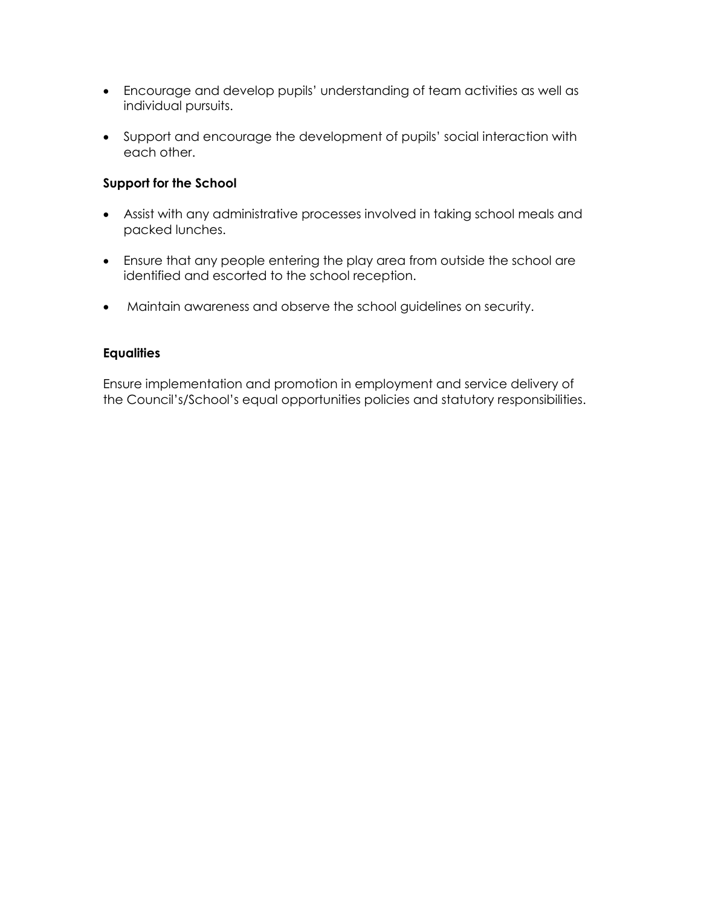- Encourage and develop pupils' understanding of team activities as well as individual pursuits.

- Support and encourage the development of pupils' social interaction with each other.

**Support for the School**

- Assist with any administrative processes involved in taking school meals and packed lunches.

- Ensure that any people entering the play area from outside the school are identified and escorted to the school reception.

- Maintain awareness and observe the school guidelines on security.

**Equalities**

Ensure implementation and promotion in employment and service delivery of the Council's/School's equal opportunities policies and statutory responsibilities.